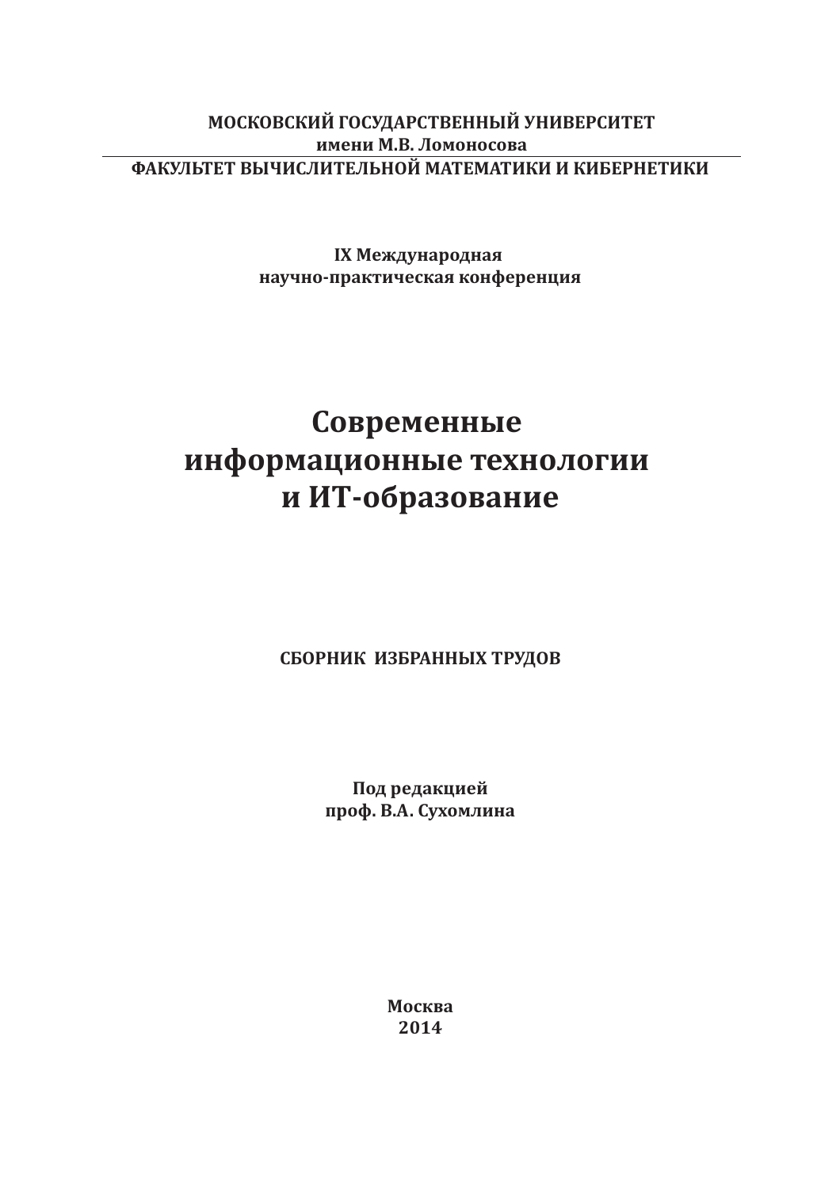**МОСКОВСКИЙ ГОСУДАРСТВЕННЫЙ УНИВЕРСИТЕТ**
**имени М.В. Ломоносова**

---

**ФАКУЛЬТЕТ ВЫЧИСЛИТЕЛЬНОЙ МАТЕМАТИКИ И КИБЕРНЕТИКИ**

**IX Международная**
**научно-практическая конференция**

# Современные информационные технологии и ИТ-образование

**СБОРНИК ИЗБРАННЫХ ТРУДОВ**

**Под редакцией**
**проф. В.А. Сухомлина**

**Москва**
**2014**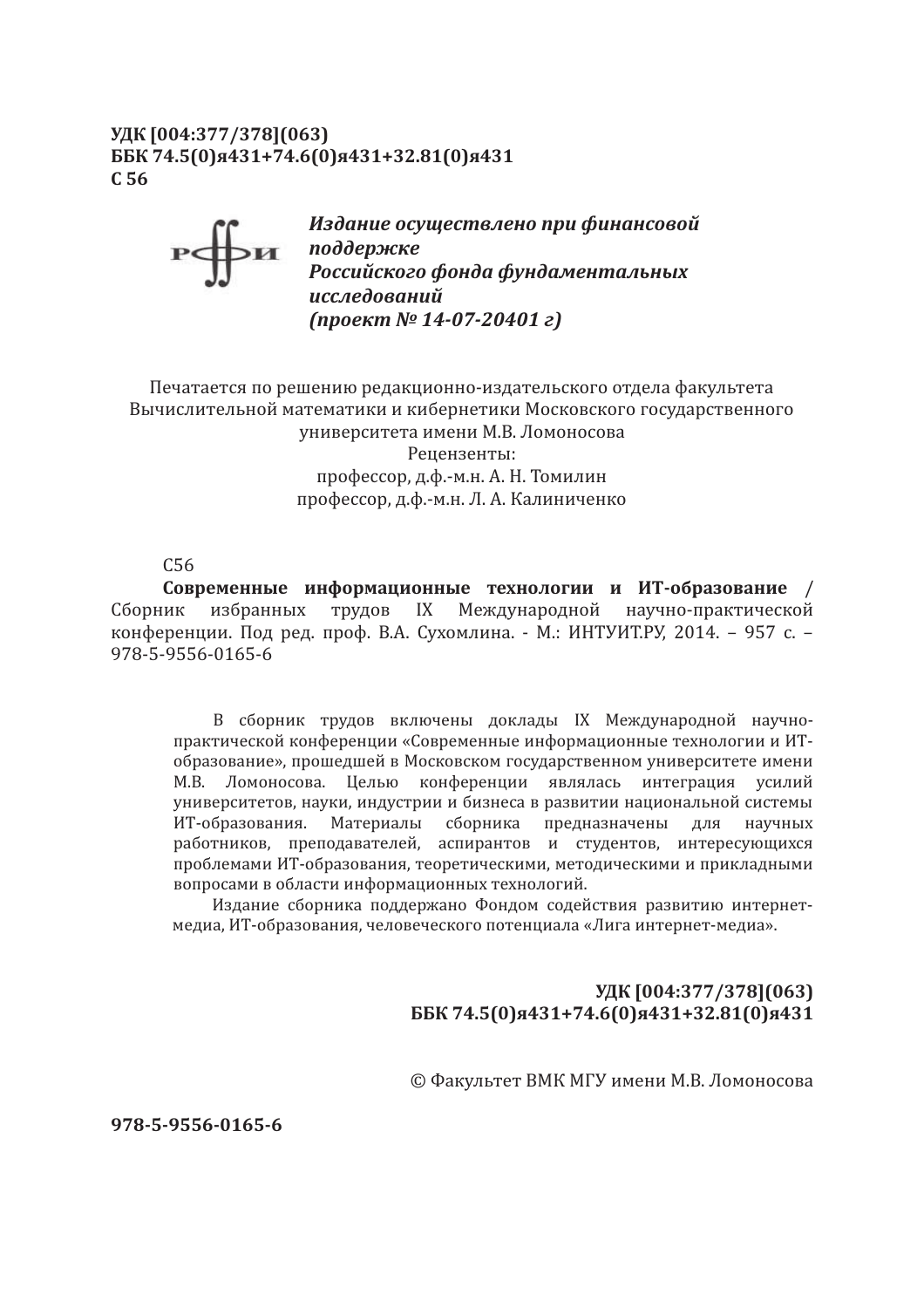**УДК [004:377/378](063)**
**ББК 74.5(0)я431+74.6(0)я431+32.81(0)я431**
**С 56**

***Издание осуществлено при финансовой поддержке Российского фонда фундаментальных исследований (проект № 14-07-20401 г)***

Печатается по решению редакционно-издательского отдела факультета Вычислительной математики и кибернетики Московского государственного университета имени М.В. Ломоносова

Рецензенты:

профессор, д.ф.-м.н. А. Н. Томилин

профессор, д.ф.-м.н. Л. А. Калиниченко

С56

**Современные информационные технологии и ИТ-образование** / Сборник избранных трудов IX Международной научно-практической конференции. Под ред. проф. В.А. Сухомлина. - М.: ИНТУИТ.РУ, 2014. – 957 с. – 978-5-9556-0165-6

В сборник трудов включены доклады IX Международной научно-практической конференции «Современные информационные технологии и ИТ-образование», прошедшей в Московском государственном университете имени М.В. Ломоносова. Целью конференции являлась интеграция усилий университетов, науки, индустрии и бизнеса в развитии национальной системы ИТ-образования. Материалы сборника предназначены для научных работников, преподавателей, аспирантов и студентов, интересующихся проблемами ИТ-образования, теоретическими, методическими и прикладными вопросами в области информационных технологий.

Издание сборника поддержано Фондом содействия развитию интернет-медиа, ИТ-образования, человеческого потенциала «Лига интернет-медиа».

**УДК [004:377/378](063)**
**ББК 74.5(0)я431+74.6(0)я431+32.81(0)я431**

© Факультет ВМК МГУ имени М.В. Ломоносова

**978-5-9556-0165-6**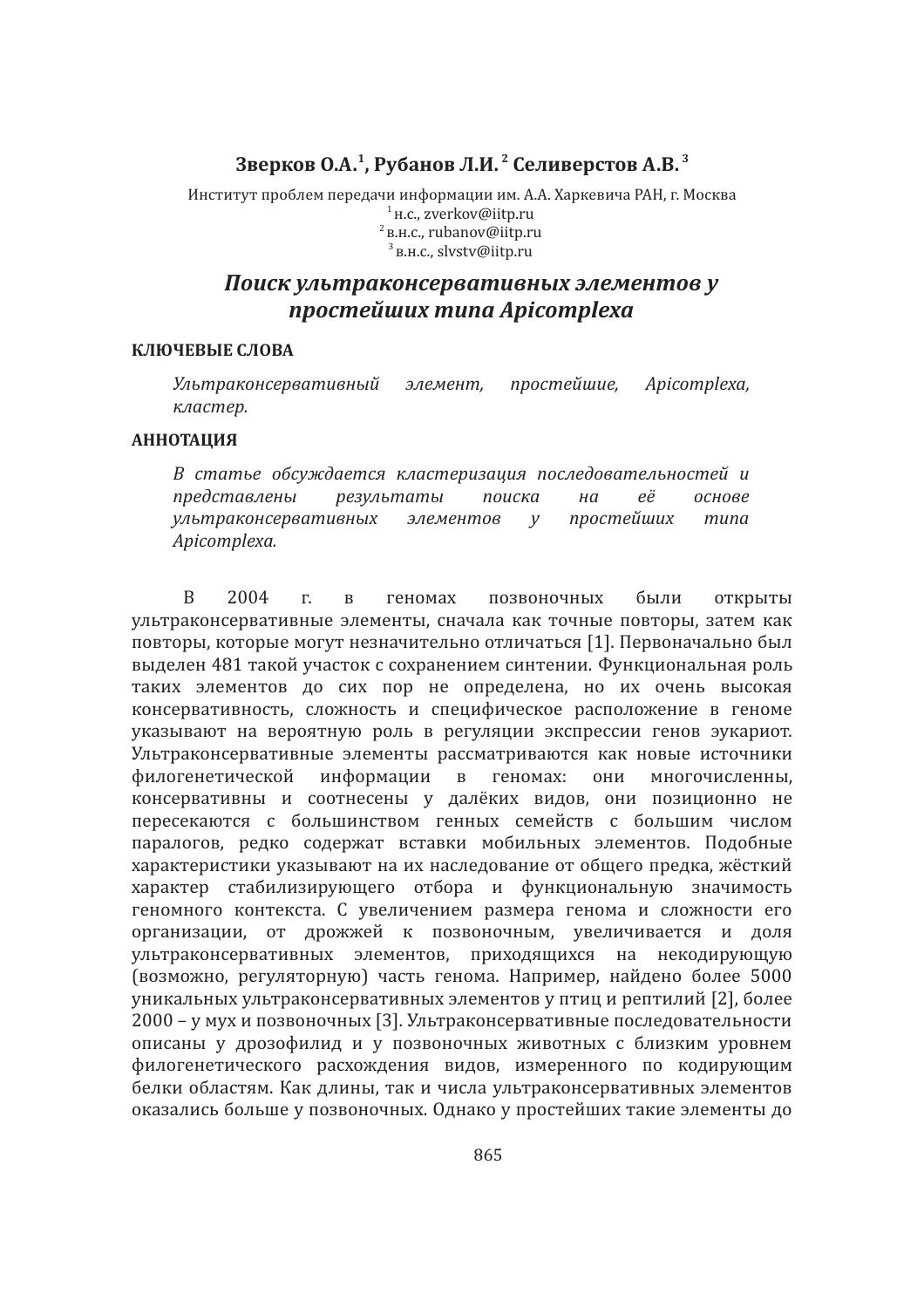**Зверков О.А.[1], Рубанов Л.И.[2] Селиверстов А.В.[3]**

Институт проблем передачи информации им. А.А. Харкевича РАН, г. Москва
[1] н.с., zverkov@iitp.ru
[2] в.н.с., rubanov@iitp.ru
[3] в.н.с., slvstv@iitp.ru

# *Поиск ультраконсервативных элементов у простейших типа Apicomplexa*

**КЛЮЧЕВЫЕ СЛОВА**

*Ультраконсервативный элемент, простейшие, Apicomplexa, кластер.*

**АННОТАЦИЯ**

*В статье обсуждается кластеризация последовательностей и представлены результаты поиска на её основе ультраконсервативных элементов у простейших типа Apicomplexa.*

В 2004 г. в геномах позвоночных были открыты ультраконсервативные элементы, сначала как точные повторы, затем как повторы, которые могут незначительно отличаться [1]. Первоначально был выделен 481 такой участок с сохранением синтении. Функциональная роль таких элементов до сих пор не определена, но их очень высокая консервативность, сложность и специфическое расположение в геноме указывают на вероятную роль в регуляции экспрессии генов эукариот. Ультраконсервативные элементы рассматриваются как новые источники филогенетической информации в геномах: они многочисленны, консервативны и соотнесены у далёких видов, они позиционно не пересекаются с большинством генных семейств с большим числом паралогов, редко содержат вставки мобильных элементов. Подобные характеристики указывают на их наследование от общего предка, жёсткий характер стабилизирующего отбора и функциональную значимость геномного контекста. С увеличением размера генома и сложности его организации, от дрожжей к позвоночным, увеличивается и доля ультраконсервативных элементов, приходящихся на некодирующую (возможно, регуляторную) часть генома. Например, найдено более 5000 уникальных ультраконсервативных элементов у птиц и рептилий [2], более 2000 – у мух и позвоночных [3]. Ультраконсервативные последовательности описаны у дрозофилид и у позвоночных животных с близким уровнем филогенетического расхождения видов, измеренного по кодирующим белки областям. Как длины, так и числа ультраконсервативных элементов оказались больше у позвоночных. Однако у простейших такие элементы до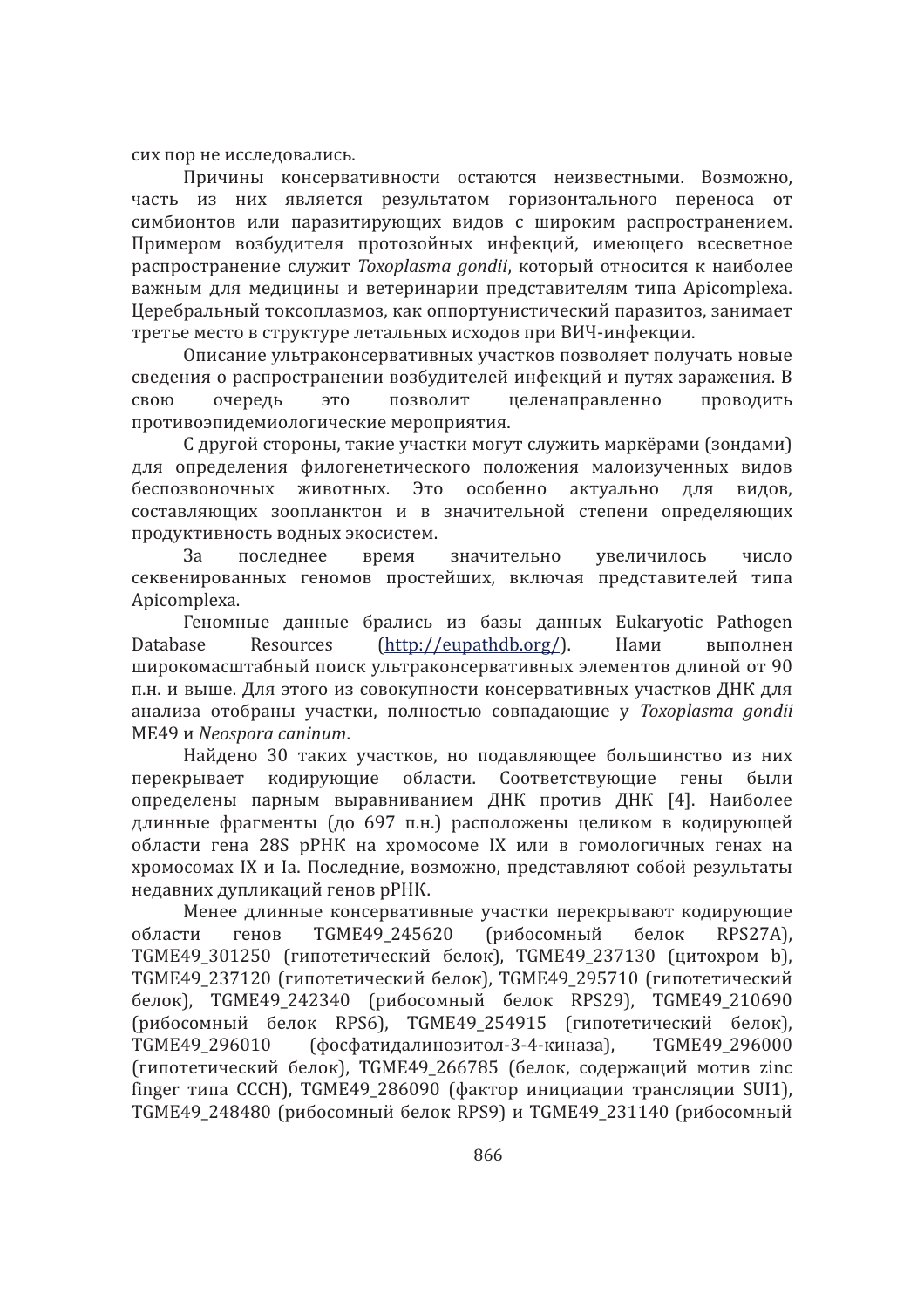сих пор не исследовались.

Причины консервативности остаются неизвестными. Возможно, часть из них является результатом горизонтального переноса от симбионтов или паразитирующих видов с широким распространением. Примером возбудителя протозойных инфекций, имеющего всесветное распространение служит *Toxoplasma gondii*, который относится к наиболее важным для медицины и ветеринарии представителям типа Apicomplexa. Церебральный токсоплазмоз, как оппортунистический паразитоз, занимает третье место в структуре летальных исходов при ВИЧ-инфекции.

Описание ультраконсервативных участков позволяет получать новые сведения о распространении возбудителей инфекций и путях заражения. В свою очередь это позволит целенаправленно проводить противоэпидемиологические мероприятия.

С другой стороны, такие участки могут служить маркёрами (зондами) для определения филогенетического положения малоизученных видов беспозвоночных животных. Это особенно актуально для видов, составляющих зоопланктон и в значительной степени определяющих продуктивность водных экосистем.

За последнее время значительно увеличилось число секвенированных геномов простейших, включая представителей типа Apicomplexa.

Геномные данные брались из базы данных Eukaryotic Pathogen Database Resources (http://eupathdb.org/). Нами выполнен широкомасштабный поиск ультраконсервативных элементов длиной от 90 п.н. и выше. Для этого из совокупности консервативных участков ДНК для анализа отобраны участки, полностью совпадающие у *Toxoplasma gondii* ME49 и *Neospora caninum*.

Найдено 30 таких участков, но подавляющее большинство из них перекрывает кодирующие области. Соответствующие гены были определены парным выравниванием ДНК против ДНК [4]. Наиболее длинные фрагменты (до 697 п.н.) расположены целиком в кодирующей области гена 28S рРНК на хромосоме IX или в гомологичных генах на хромосомах IX и Ia. Последние, возможно, представляют собой результаты недавних дупликаций генов рРНК.

Менее длинные консервативные участки перекрывают кодирующие области генов TGME49_245620 (рибосомный белок RPS27A), TGME49_301250 (гипотетический белок), TGME49_237130 (цитохром b), TGME49_237120 (гипотетический белок), TGME49_295710 (гипотетический белок), TGME49_242340 (рибосомный белок RPS29), TGME49_210690 (рибосомный белок RPS6), TGME49_254915 (гипотетический белок), TGME49_296010 (фосфатидалинозитол-3-4-киназа), TGME49_296000 (гипотетический белок), TGME49_266785 (белок, содержащий мотив zinc finger типа CCCH), TGME49_286090 (фактор инициации трансляции SUI1), TGME49_248480 (рибосомный белок RPS9) и TGME49_231140 (рибосомный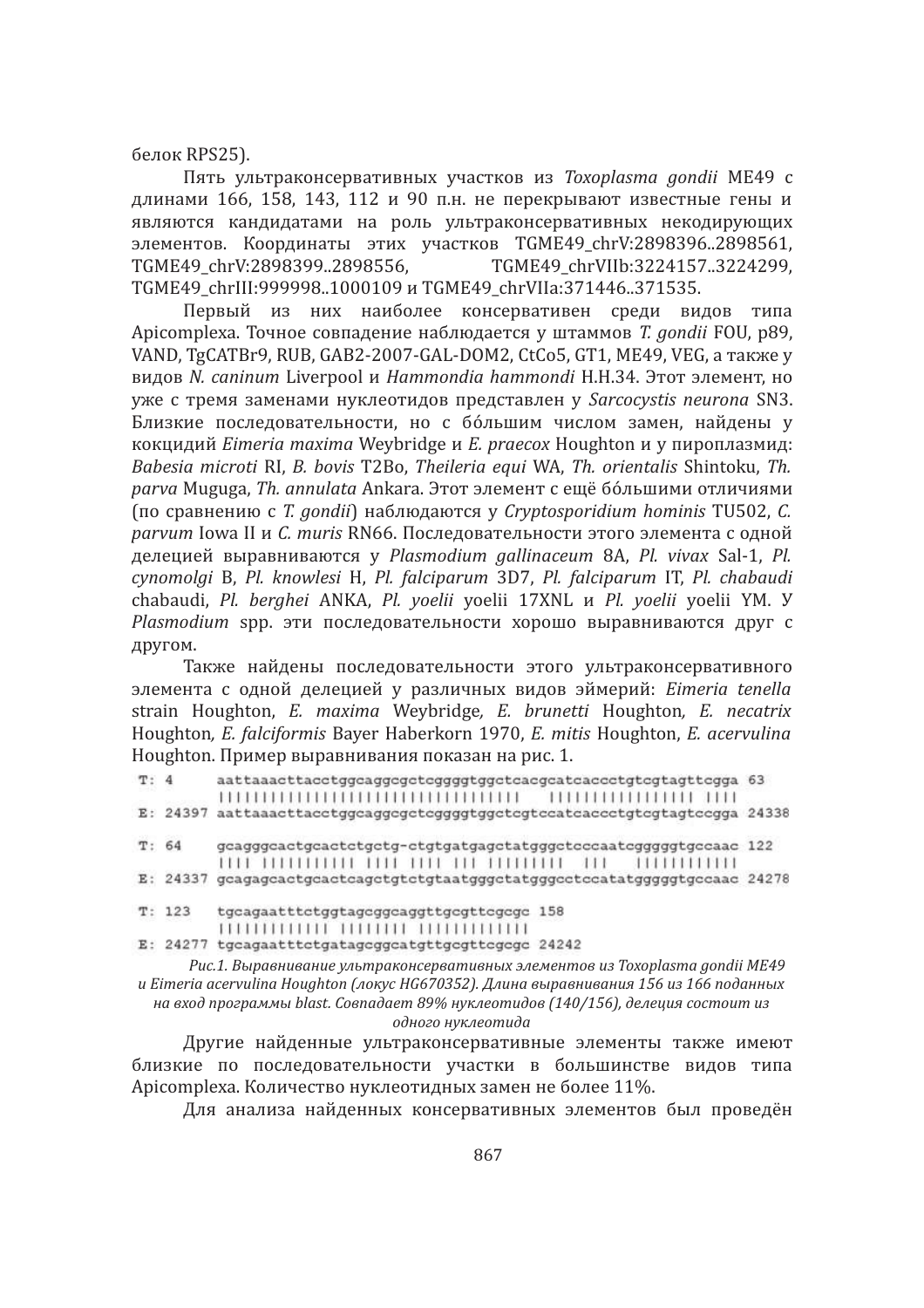белок RPS25).

Пять ультраконсервативных участков из *Toxoplasma gondii* ME49 с длинами 166, 158, 143, 112 и 90 п.н. не перекрывают известные гены и являются кандидатами на роль ультраконсервативных некодирующих элементов. Координаты этих участков TGME49_chrV:2898396..2898561, TGME49_chrV:2898399..2898556, TGME49_chrVIIb:3224157..3224299, TGME49_chrIII:999998..1000109 и TGME49_chrVIIa:371446..371535.

Первый из них наиболее консервативен среди видов типа Apicomplexa. Точное совпадение наблюдается у штаммов *T. gondii* FOU, p89, VAND, TgCATBr9, RUB, GAB2-2007-GAL-DOM2, CtCo5, GT1, ME49, VEG, а также у видов *N. caninum* Liverpool и *Hammondia hammondi* H.H.34. Этот элемент, но уже с тремя заменами нуклеотидов представлен у *Sarcocystis neurona* SN3. Близкие последовательности, но с бóльшим числом замен, найдены у кокцидий *Eimeria maxima* Weybridge и *E. praecox* Houghton и у пироплазмид: *Babesia microti* RI, *B. bovis* T2Bo, *Theileria equi* WA, *Th. orientalis* Shintoku, *Th. parva* Muguga, *Th. annulata* Ankara. Этот элемент с ещё бóльшими отличиями (по сравнению с *T. gondii*) наблюдаются у *Cryptosporidium hominis* TU502, *C. parvum* Iowa II и *C. muris* RN66. Последовательности этого элемента с одной делецией выравниваются у *Plasmodium gallinaceum* 8A, *Pl. vivax* Sal-1, *Pl. cynomolgi* B, *Pl. knowlesi* H, *Pl. falciparum* 3D7, *Pl. falciparum* IT, *Pl. chabaudi* chabaudi, *Pl. berghei* ANKA, *Pl. yoelii* yoelii 17XNL и *Pl. yoelii* yoelii YM. У *Plasmodium* spp. эти последовательности хорошо выравниваются друг с другом.

Также найдены последовательности этого ультраконсервативного элемента с одной делецией у различных видов эймерий: *Eimeria tenella* strain Houghton, *E. maxima* Weybridge*, E. brunetti* Houghton*, E. necatrix* Houghton*, E. falciformis* Bayer Haberkorn 1970, *E. mitis* Houghton, *E. acervulina* Houghton. Пример выравнивания показан на рис. 1.

```
T: 4     aattaaacttacctggcaggcgctcggggtggctcacgcatcaccctgtcgtagttcgga 63
         ||||||||||||||||||||||||||||||||||||   |||||||||||||||| ||||
E: 24397 aattaaacttacctggcaggcgctcggggtggctcgtccatcaccctgtcgtagtccgga 24338

T: 64    gcagggcactgcactctgctg-ctgtgatgagctatgggctcccaatcggggtgccaac 122
         |||| ||||||||||| |||| |||| ||| ||||||||  |||   |||||||||||
E: 24337 gcagagcactgcactcagctgtctgtaatgggctatgggcctccatatggggtgccaac 24278

T: 123   tgcagaatttctggtagcggcaggttgcgttcgcgc 158
         |||||||||||| |||||||| ||||||||||||
E: 24277 tgcagaatttctgatagcggcatgttgcgttcgcgc 24242
```

*Рис.1. Выравнивание ультраконсервативных элементов из Toxoplasma gondii ME49 и Eimeria acervulina Houghton (локус HG670352). Длина выравнивания 156 из 166 поданных на вход программы blast. Совпадает 89% нуклеотидов (140/156), делеция состоит из одного нуклеотида*

Другие найденные ультраконсервативные элементы также имеют близкие по последовательности участки в большинстве видов типа Apicomplexa. Количество нуклеотидных замен не более 11%.

Для анализа найденных консервативных элементов был проведён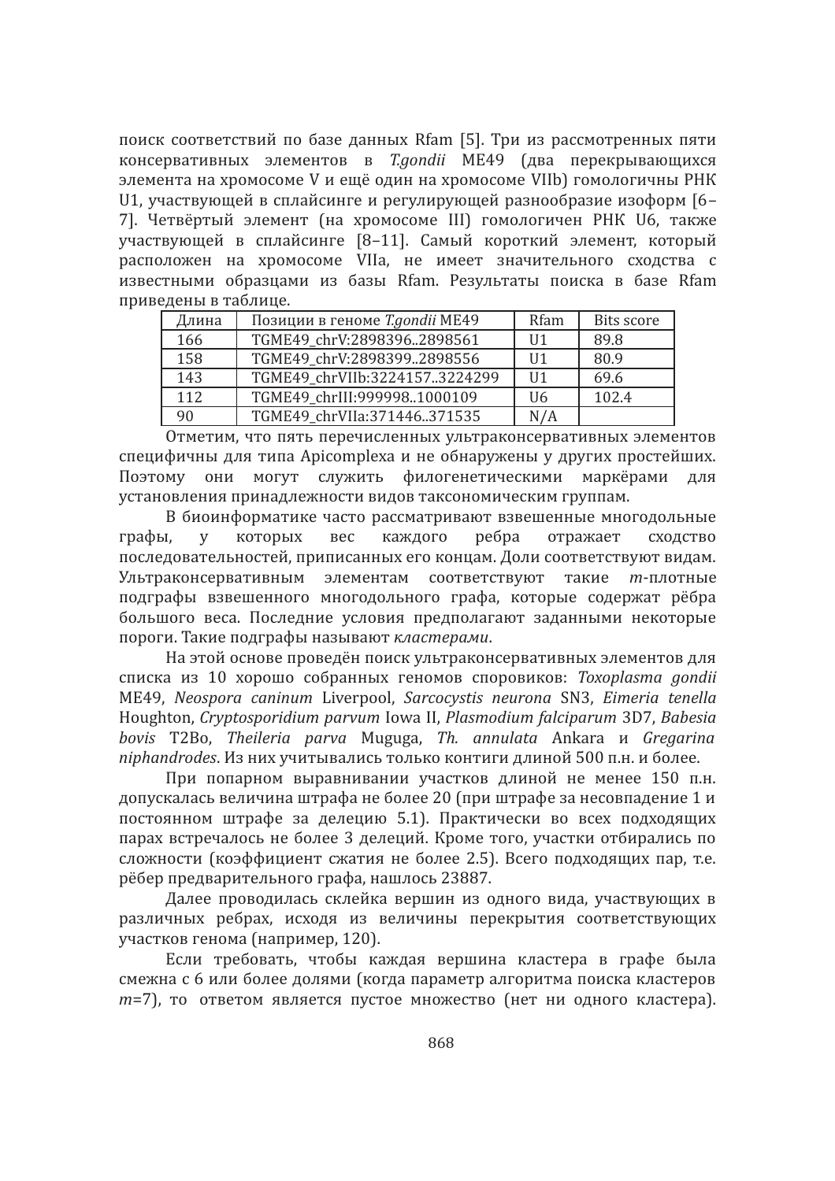поиск соответствий по базе данных Rfam [5]. Три из рассмотренных пяти консервативных элементов в *T.gondii* ME49 (два перекрывающихся элемента на хромосоме V и ещё один на хромосоме VIIb) гомологичны РНК U1, участвующей в сплайсинге и регулирующей разнообразие изоформ [6–7]. Четвёртый элемент (на хромосоме III) гомологичен РНК U6, также участвующей в сплайсинге [8–11]. Самый короткий элемент, который расположен на хромосоме VIIa, не имеет значительного сходства с известными образцами из базы Rfam. Результаты поиска в базе Rfam приведены в таблице.

| Длина | Позиции в геноме *T.gondii* ME49 | Rfam | Bits score |
|---|---|---|---|
| 166 | TGME49_chrV:2898396..2898561 | U1 | 89.8 |
| 158 | TGME49_chrV:2898399..2898556 | U1 | 80.9 |
| 143 | TGME49_chrVIIb:3224157..3224299 | U1 | 69.6 |
| 112 | TGME49_chrIII:999998..1000109 | U6 | 102.4 |
| 90 | TGME49_chrVIIa:371446..371535 | N/A | |

Отметим, что пять перечисленных ультраконсервативных элементов специфичны для типа Apicomplexa и не обнаружены у других простейших. Поэтому они могут служить филогенетическими маркёрами для установления принадлежности видов таксономическим группам.

В биоинформатике часто рассматривают взвешенные многодольные графы, у которых вес каждого ребра отражает сходство последовательностей, приписанных его концам. Доли соответствуют видам. Ультраконсервативным элементам соответствуют такие $m$-плотные подграфы взвешенного многодольного графа, которые содержат рёбра большого веса. Последние условия предполагают заданными некоторые пороги. Такие подграфы называют *кластерами*.

На этой основе проведён поиск ультраконсервативных элементов для списка из 10 хорошо собранных геномов споровиков: *Toxoplasma gondii* ME49, *Neospora caninum* Liverpool, *Sarcocystis neurona* SN3, *Eimeria tenella* Houghton, *Cryptosporidium parvum* Iowa II, *Plasmodium falciparum* 3D7, *Babesia bovis* T2Bo, *Theileria parva* Muguga, *Th. annulata* Ankara и *Gregarina niphandrodes*. Из них учитывались только контиги длиной 500 п.н. и более.

При попарном выравнивании участков длиной не менее 150 п.н. допускалась величина штрафа не более 20 (при штрафе за несовпадение 1 и постоянном штрафе за делецию 5.1). Практически во всех подходящих парах встречалось не более 3 делеций. Кроме того, участки отбирались по сложности (коэффициент сжатия не более 2.5). Всего подходящих пар, т.е. рёбер предварительного графа, нашлось 23887.

Далее проводилась склейка вершин из одного вида, участвующих в различных ребрах, исходя из величины перекрытия соответствующих участков генома (например, 120).

Если требовать, чтобы каждая вершина кластера в графе была смежна с 6 или более долями (когда параметр алгоритма поиска кластеров $m$=7), то ответом является пустое множество (нет ни одного кластера).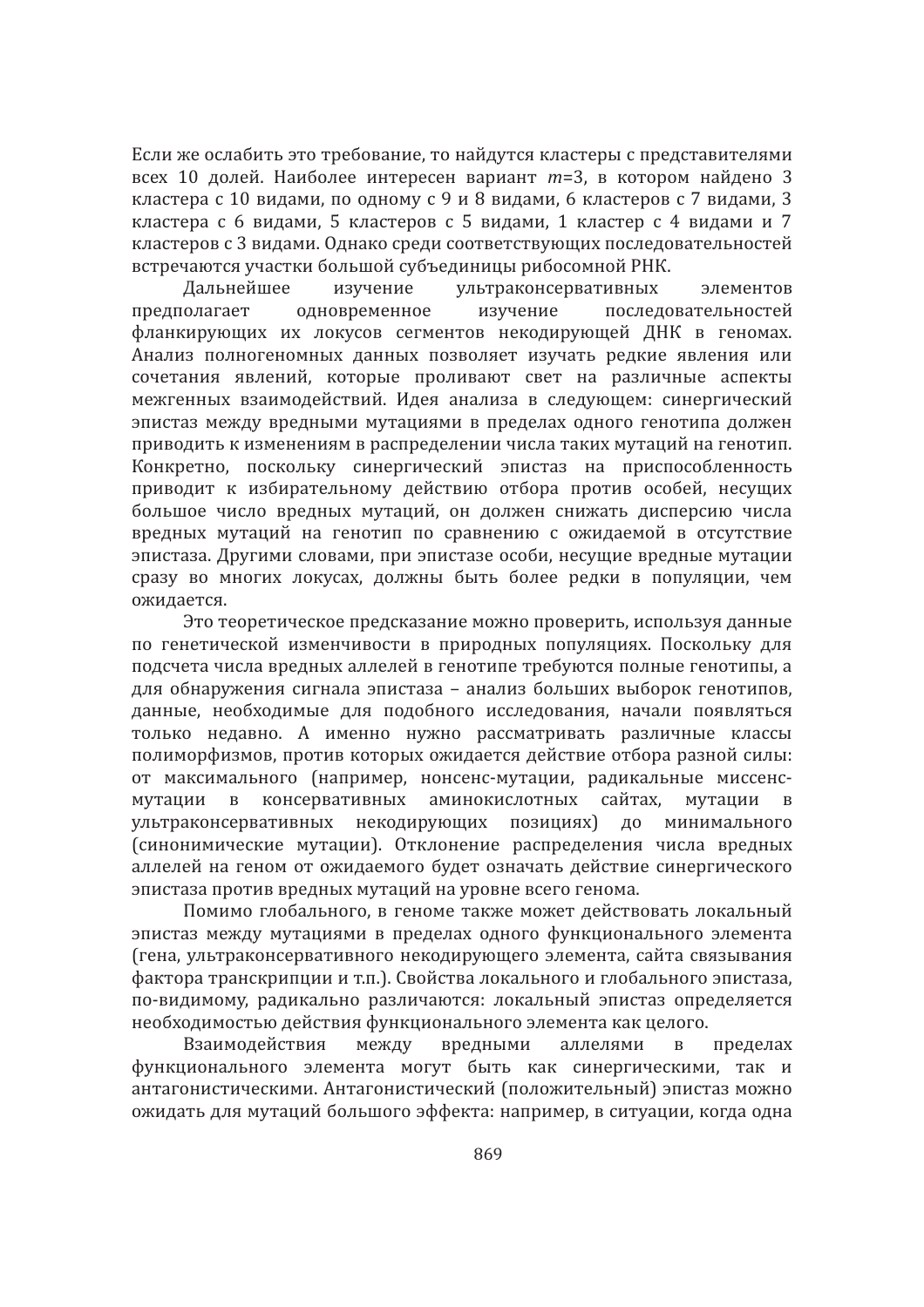Если же ослабить это требование, то найдутся кластеры с представителями всех 10 долей. Наиболее интересен вариант $m$=3, в котором найдено 3 кластера с 10 видами, по одному с 9 и 8 видами, 6 кластеров с 7 видами, 3 кластера с 6 видами, 5 кластеров с 5 видами, 1 кластер с 4 видами и 7 кластеров с 3 видами. Однако среди соответствующих последовательностей встречаются участки большой субъединицы рибосомной РНК.

Дальнейшее изучение ультраконсервативных элементов предполагает одновременное изучение последовательностей фланкирующих их локусов сегментов некодирующей ДНК в геномах. Анализ полногеномных данных позволяет изучать редкие явления или сочетания явлений, которые проливают свет на различные аспекты межгенных взаимодействий. Идея анализа в следующем: синергический эпистаз между вредными мутациями в пределах одного генотипа должен приводить к изменениям в распределении числа таких мутаций на генотип. Конкретно, поскольку синергический эпистаз на приспособленность приводит к избирательному действию отбора против особей, несущих большое число вредных мутаций, он должен снижать дисперсию числа вредных мутаций на генотип по сравнению с ожидаемой в отсутствие эпистаза. Другими словами, при эпистазе особи, несущие вредные мутации сразу во многих локусах, должны быть более редки в популяции, чем ожидается.

Это теоретическое предсказание можно проверить, используя данные по генетической изменчивости в природных популяциях. Поскольку для подсчета числа вредных аллелей в генотипе требуются полные генотипы, а для обнаружения сигнала эпистаза – анализ больших выборок генотипов, данные, необходимые для подобного исследования, начали появляться только недавно. А именно нужно рассматривать различные классы полиморфизмов, против которых ожидается действие отбора разной силы: от максимального (например, нонсенс-мутации, радикальные миссенс-мутации в консервативных аминокислотных сайтах, мутации в ультраконсервативных некодирующих позициях) до минимального (синонимические мутации). Отклонение распределения числа вредных аллелей на геном от ожидаемого будет означать действие синергического эпистаза против вредных мутаций на уровне всего генома.

Помимо глобального, в геноме также может действовать локальный эпистаз между мутациями в пределах одного функционального элемента (гена, ультраконсервативного некодирующего элемента, сайта связывания фактора транскрипции и т.п.). Свойства локального и глобального эпистаза, по-видимому, радикально различаются: локальный эпистаз определяется необходимостью действия функционального элемента как целого.

Взаимодействия между вредными аллелями в пределах функционального элемента могут быть как синергическими, так и антагонистическими. Антагонистический (положительный) эпистаз можно ожидать для мутаций большого эффекта: например, в ситуации, когда одна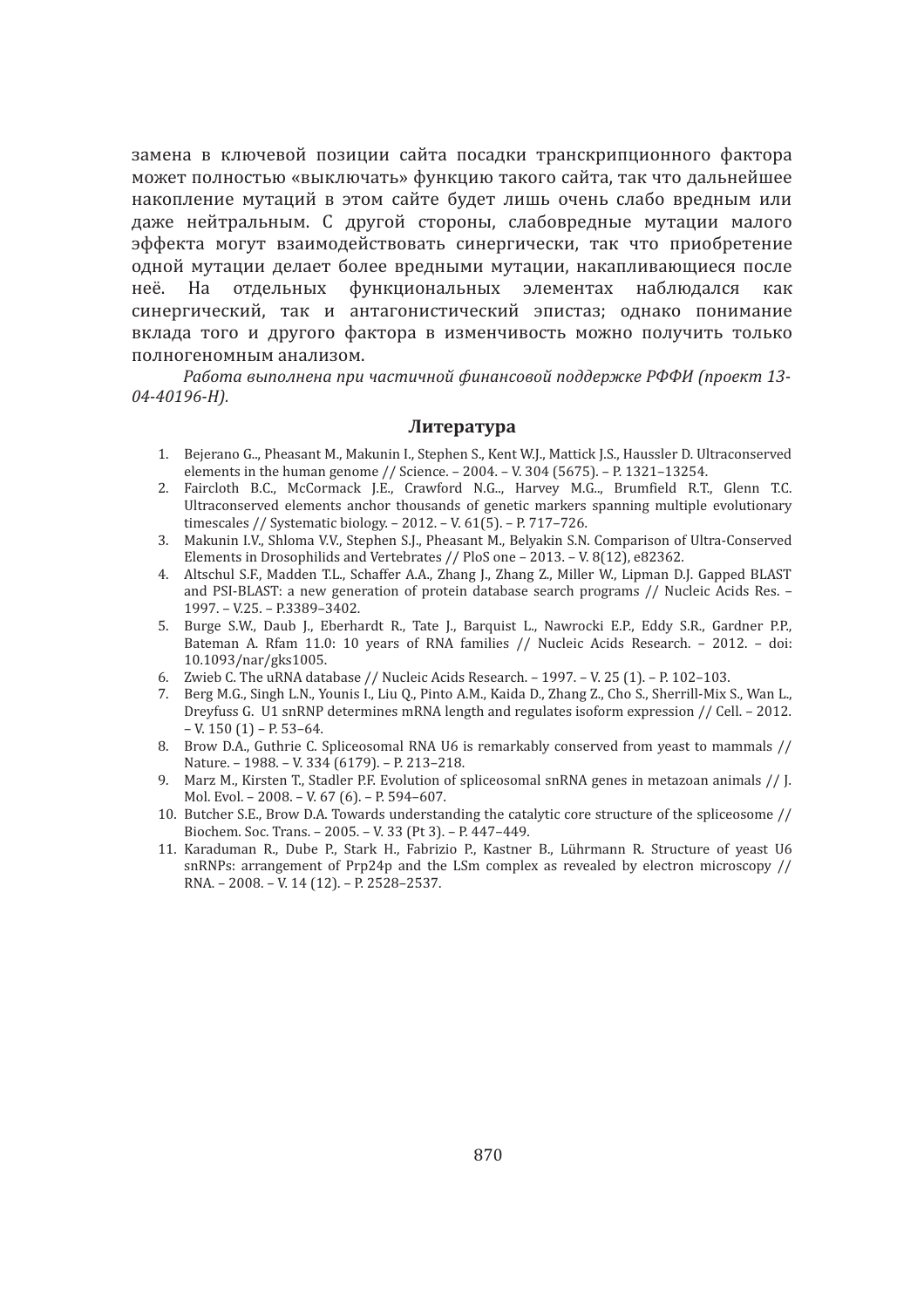замена в ключевой позиции сайта посадки транскрипционного фактора может полностью «выключать» функцию такого сайта, так что дальнейшее накопление мутаций в этом сайте будет лишь очень слабо вредным или даже нейтральным. С другой стороны, слабовредные мутации малого эффекта могут взаимодействовать синергически, так что приобретение одной мутации делает более вредными мутации, накапливающиеся после неё. На отдельных функциональных элементах наблюдался как синергический, так и антагонистический эпистаз; однако понимание вклада того и другого фактора в изменчивость можно получить только полногеномным анализом.

*Работа выполнена при частичной финансовой поддержке РФФИ (проект 13-04-40196-Н).*

## Литература

1. Bejerano G.., Pheasant M., Makunin I., Stephen S., Kent W.J., Mattick J.S., Haussler D. Ultraconserved elements in the human genome // Science. – 2004. – V. 304 (5675). – P. 1321–13254.
2. Faircloth B.C., McCormack J.E., Crawford N.G.., Harvey M.G.., Brumfield R.T., Glenn T.C. Ultraconserved elements anchor thousands of genetic markers spanning multiple evolutionary timescales // Systematic biology. – 2012. – V. 61(5). – P. 717–726.
3. Makunin I.V., Shloma V.V., Stephen S.J., Pheasant M., Belyakin S.N. Comparison of Ultra-Conserved Elements in Drosophilids and Vertebrates // PloS one – 2013. – V. 8(12), e82362.
4. Altschul S.F., Madden T.L., Schaffer A.A., Zhang J., Zhang Z., Miller W., Lipman D.J. Gapped BLAST and PSI-BLAST: a new generation of protein database search programs // Nucleic Acids Res. – 1997. – V.25. – P.3389–3402.
5. Burge S.W., Daub J., Eberhardt R., Tate J., Barquist L., Nawrocki E.P., Eddy S.R., Gardner P.P., Bateman A. Rfam 11.0: 10 years of RNA families // Nucleic Acids Research. – 2012. – doi: 10.1093/nar/gks1005.
6. Zwieb C. The uRNA database // Nucleic Acids Research. – 1997. – V. 25 (1). – P. 102–103.
7. Berg M.G., Singh L.N., Younis I., Liu Q., Pinto A.M., Kaida D., Zhang Z., Cho S., Sherrill-Mix S., Wan L., Dreyfuss G. U1 snRNP determines mRNA length and regulates isoform expression // Cell. – 2012. – V. 150 (1) – P. 53–64.
8. Brow D.A., Guthrie C. Spliceosomal RNA U6 is remarkably conserved from yeast to mammals // Nature. – 1988. – V. 334 (6179). – P. 213–218.
9. Marz M., Kirsten T., Stadler P.F. Evolution of spliceosomal snRNA genes in metazoan animals // J. Mol. Evol. – 2008. – V. 67 (6). – P. 594–607.
10. Butcher S.E., Brow D.A. Towards understanding the catalytic core structure of the spliceosome // Biochem. Soc. Trans. – 2005. – V. 33 (Pt 3). – P. 447–449.
11. Karaduman R., Dube P., Stark H., Fabrizio P., Kastner B., Lührmann R. Structure of yeast U6 snRNPs: arrangement of Prp24p and the LSm complex as revealed by electron microscopy // RNA. – 2008. – V. 14 (12). – P. 2528–2537.